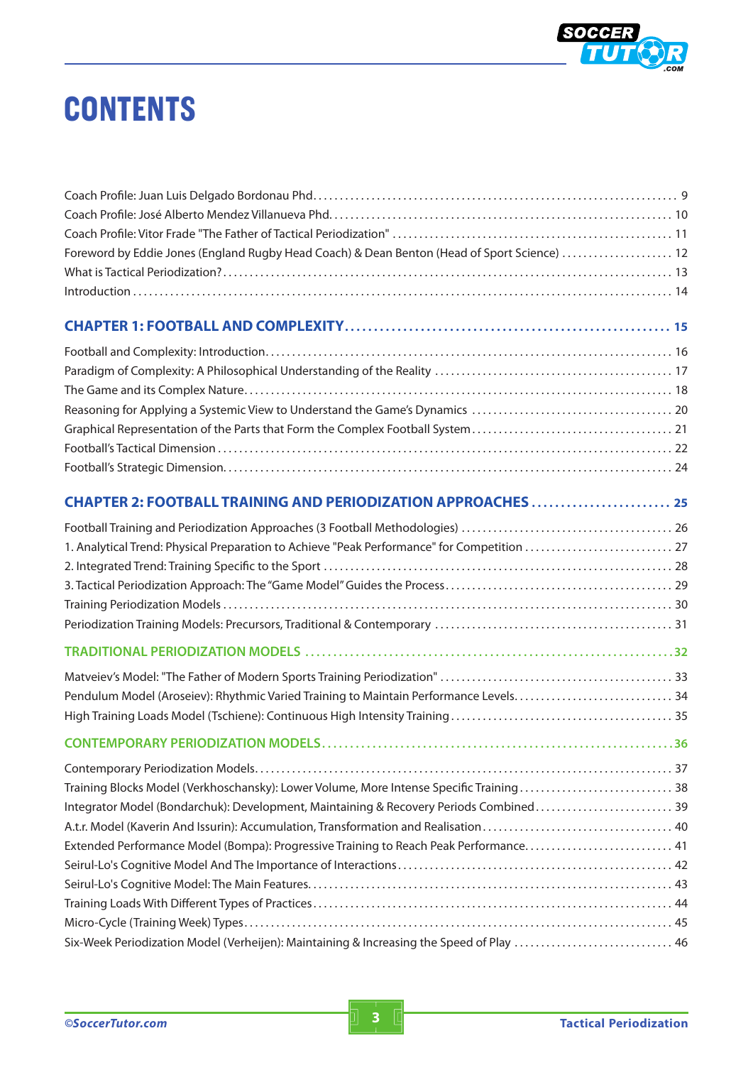# CONTENTS

Coach Profile: Juan Luis Delgado Bordonau Phd . . . . . . . . . . 9
Coach Profile: José Alberto Mendez Villanueva Phd. . . . . . . . . . 10
Coach Profile: Vitor Frade "The Father of Tactical Periodization" . . . . . . . . . . 11
Foreword by Eddie Jones (England Rugby Head Coach) & Dean Benton (Head of Sport Science) . . . . . . . . . . 12
What is Tactical Periodization? . . . . . . . . . . 13
Introduction . . . . . . . . . . 14

## CHAPTER 1: FOOTBALL AND COMPLEXITY . . . . . . . . . . 15

Football and Complexity: Introduction . . . . . . . . . . 16
Paradigm of Complexity: A Philosophical Understanding of the Reality . . . . . . . . . . 17
The Game and its Complex Nature . . . . . . . . . . 18
Reasoning for Applying a Systemic View to Understand the Game's Dynamics . . . . . . . . . . 20
Graphical Representation of the Parts that Form the Complex Football System . . . . . . . . . . 21
Football's Tactical Dimension . . . . . . . . . . 22
Football's Strategic Dimension. . . . . . . . . . . 24

## CHAPTER 2: FOOTBALL TRAINING AND PERIODIZATION APPROACHES . . . . . . . . . . 25

Football Training and Periodization Approaches (3 Football Methodologies) . . . . . . . . . . 26
1. Analytical Trend: Physical Preparation to Achieve "Peak Performance" for Competition . . . . . . . . . . 27
2. Integrated Trend: Training Specific to the Sport . . . . . . . . . . 28
3. Tactical Periodization Approach: The "Game Model" Guides the Process . . . . . . . . . . 29
Training Periodization Models . . . . . . . . . . 30
Periodization Training Models: Precursors, Traditional & Contemporary . . . . . . . . . . 31

### TRADITIONAL PERIODIZATION MODELS . . . . . . . . . . 32

Matveiev's Model: "The Father of Modern Sports Training Periodization" . . . . . . . . . . 33
Pendulum Model (Aroseiev): Rhythmic Varied Training to Maintain Performance Levels. . . . . . . . . . . 34
High Training Loads Model (Tschiene): Continuous High Intensity Training . . . . . . . . . . 35

### CONTEMPORARY PERIODIZATION MODELS . . . . . . . . . . 36

Contemporary Periodization Models. . . . . . . . . . . 37
Training Blocks Model (Verkhoschansky): Lower Volume, More Intense Specific Training . . . . . . . . . . 38
Integrator Model (Bondarchuk): Development, Maintaining & Recovery Periods Combined . . . . . . . . . . 39
A.t.r. Model (Kaverin And Issurin): Accumulation, Transformation and Realisation . . . . . . . . . . 40
Extended Performance Model (Bompa): Progressive Training to Reach Peak Performance. . . . . . . . . . . 41
Seirul-Lo's Cognitive Model And The Importance of Interactions . . . . . . . . . . 42
Seirul-Lo's Cognitive Model: The Main Features. . . . . . . . . . . 43
Training Loads With Different Types of Practices . . . . . . . . . . 44
Micro-Cycle (Training Week) Types . . . . . . . . . . 45
Six-Week Periodization Model (Verheijen): Maintaining & Increasing the Speed of Play . . . . . . . . . . 46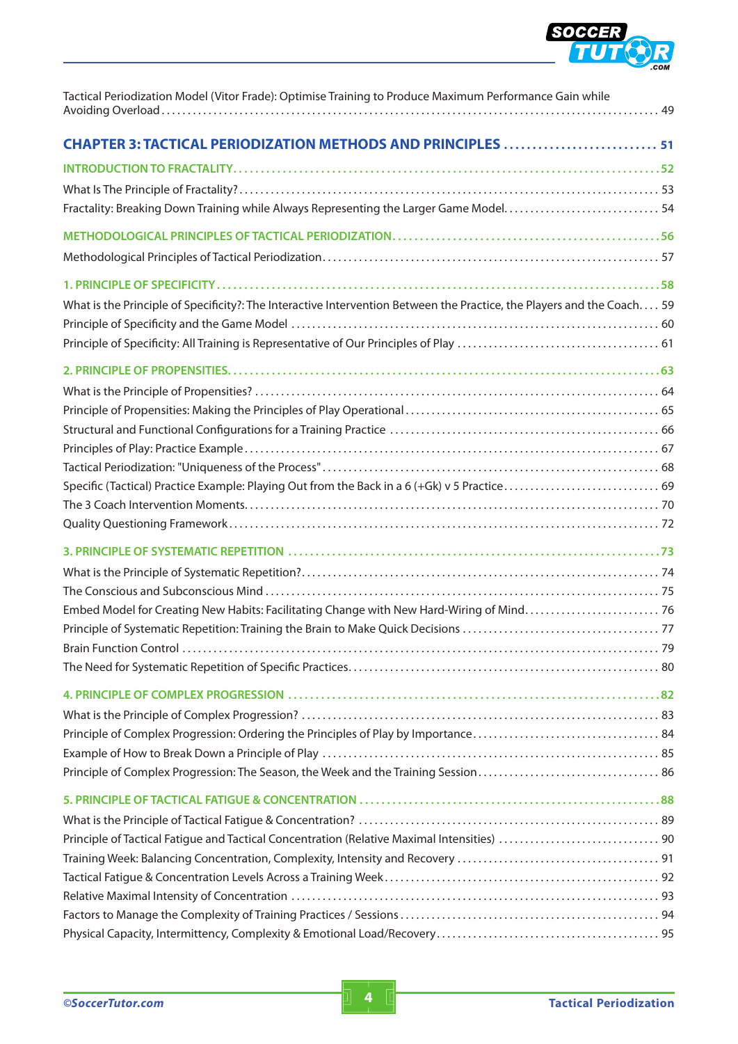Tactical Periodization Model (Vitor Frade): Optimise Training to Produce Maximum Performance Gain while Avoiding Overload . . . . . . . . . . . . . . . . . . . . . . . . . . . . . . . . . . . . . . . . . . . 49

## CHAPTER 3: TACTICAL PERIODIZATION METHODS AND PRINCIPLES . . . . . . . . . . . . . . . . . . . . . . . . . . 51

### INTRODUCTION TO FRACTALITY . . . . . . . . . . . . . . . . . . . . . . . . . . . . . . . . . . . . . . . . . . . . 52

What Is The Principle of Fractality? . . . . . . . . . . . . . . . . . . . . . . . . . . . . . . . . . . . . . . . . . . . 53

Fractality: Breaking Down Training while Always Representing the Larger Game Model . . . . . . . . . . . . 54

### METHODOLOGICAL PRINCIPLES OF TACTICAL PERIODIZATION . . . . . . . . . . . . . . . . . . . . . . . . 56

Methodological Principles of Tactical Periodization . . . . . . . . . . . . . . . . . . . . . . . . . . . . . . . . 57

### 1. PRINCIPLE OF SPECIFICITY . . . . . . . . . . . . . . . . . . . . . . . . . . . . . . . . . . . . . . . . . . . . . 58

What is the Principle of Specificity?: The Interactive Intervention Between the Practice, the Players and the Coach . . . . 59

Principle of Specificity and the Game Model . . . . . . . . . . . . . . . . . . . . . . . . . . . . . . . . . . . . . 60

Principle of Specificity: All Training is Representative of Our Principles of Play . . . . . . . . . . . . . . . . 61

### 2. PRINCIPLE OF PROPENSITIES . . . . . . . . . . . . . . . . . . . . . . . . . . . . . . . . . . . . . . . . . . . . 63

What is the Principle of Propensities? . . . . . . . . . . . . . . . . . . . . . . . . . . . . . . . . . . . . . . . . 64

Principle of Propensities: Making the Principles of Play Operational . . . . . . . . . . . . . . . . . . . . . . . 65

Structural and Functional Configurations for a Training Practice . . . . . . . . . . . . . . . . . . . . . . . . . 66

Principles of Play: Practice Example . . . . . . . . . . . . . . . . . . . . . . . . . . . . . . . . . . . . . . . . . . 67

Tactical Periodization: "Uniqueness of the Process" . . . . . . . . . . . . . . . . . . . . . . . . . . . . . . . . . 68

Specific (Tactical) Practice Example: Playing Out from the Back in a 6 (+Gk) v 5 Practice . . . . . . . . . . . 69

The 3 Coach Intervention Moments . . . . . . . . . . . . . . . . . . . . . . . . . . . . . . . . . . . . . . . . . . . 70

Quality Questioning Framework . . . . . . . . . . . . . . . . . . . . . . . . . . . . . . . . . . . . . . . . . . . . . 72

### 3. PRINCIPLE OF SYSTEMATIC REPETITION . . . . . . . . . . . . . . . . . . . . . . . . . . . . . . . . . . . . . 73

What is the Principle of Systematic Repetition? . . . . . . . . . . . . . . . . . . . . . . . . . . . . . . . . . . . 74

The Conscious and Subconscious Mind . . . . . . . . . . . . . . . . . . . . . . . . . . . . . . . . . . . . . . . . . 75

Embed Model for Creating New Habits: Facilitating Change with New Hard-Wiring of Mind . . . . . . . . . . 76

Principle of Systematic Repetition: Training the Brain to Make Quick Decisions . . . . . . . . . . . . . . . . 77

Brain Function Control . . . . . . . . . . . . . . . . . . . . . . . . . . . . . . . . . . . . . . . . . . . . . . . . . . 79

The Need for Systematic Repetition of Specific Practices . . . . . . . . . . . . . . . . . . . . . . . . . . . . . 80

### 4. PRINCIPLE OF COMPLEX PROGRESSION . . . . . . . . . . . . . . . . . . . . . . . . . . . . . . . . . . . . . 82

What is the Principle of Complex Progression? . . . . . . . . . . . . . . . . . . . . . . . . . . . . . . . . . . . 83

Principle of Complex Progression: Ordering the Principles of Play by Importance . . . . . . . . . . . . . . . 84

Example of How to Break Down a Principle of Play . . . . . . . . . . . . . . . . . . . . . . . . . . . . . . . . . 85

Principle of Complex Progression: The Season, the Week and the Training Session . . . . . . . . . . . . . . 86

### 5. PRINCIPLE OF TACTICAL FATIGUE & CONCENTRATION . . . . . . . . . . . . . . . . . . . . . . . . . . . . 88

What is the Principle of Tactical Fatigue & Concentration? . . . . . . . . . . . . . . . . . . . . . . . . . . . . 89

Principle of Tactical Fatigue and Tactical Concentration (Relative Maximal Intensities) . . . . . . . . . . . . 90

Training Week: Balancing Concentration, Complexity, Intensity and Recovery . . . . . . . . . . . . . . . . . 91

Tactical Fatigue & Concentration Levels Across a Training Week . . . . . . . . . . . . . . . . . . . . . . . . . 92

Relative Maximal Intensity of Concentration . . . . . . . . . . . . . . . . . . . . . . . . . . . . . . . . . . . . . 93

Factors to Manage the Complexity of Training Practices / Sessions . . . . . . . . . . . . . . . . . . . . . . . . 94

Physical Capacity, Intermittency, Complexity & Emotional Load/Recovery . . . . . . . . . . . . . . . . . . . . 95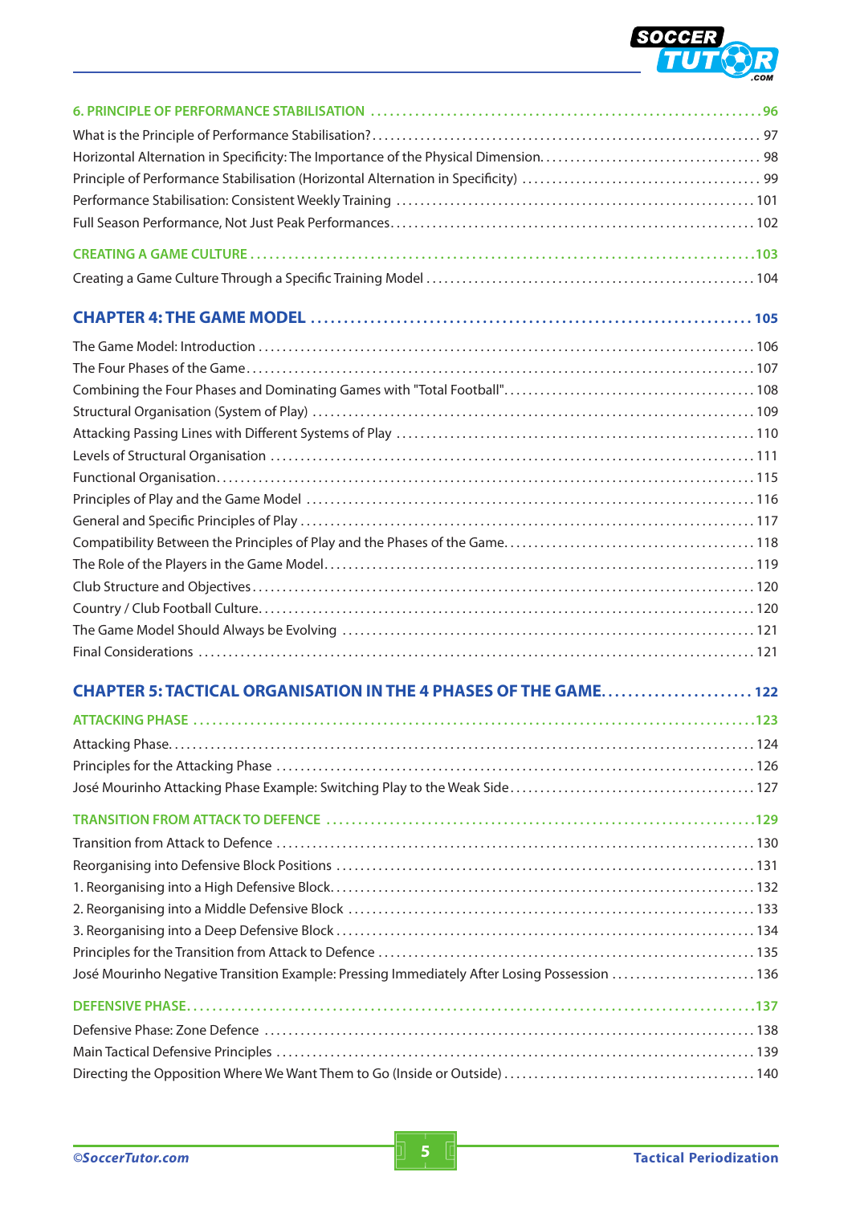6. PRINCIPLE OF PERFORMANCE STABILISATION ........................................................ 96

What is the Principle of Performance Stabilisation? ........................................................ 97

Horizontal Alternation in Specificity: The Importance of the Physical Dimension. ........................................................ 98

Principle of Performance Stabilisation (Horizontal Alternation in Specificity) ........................................................ 99

Performance Stabilisation: Consistent Weekly Training ........................................................ 101

Full Season Performance, Not Just Peak Performances ........................................................ 102

CREATING A GAME CULTURE ........................................................ 103

Creating a Game Culture Through a Specific Training Model ........................................................ 104

## CHAPTER 4: THE GAME MODEL ........................................................ 105

The Game Model: Introduction ........................................................ 106

The Four Phases of the Game ........................................................ 107

Combining the Four Phases and Dominating Games with "Total Football" ........................................................ 108

Structural Organisation (System of Play) ........................................................ 109

Attacking Passing Lines with Different Systems of Play ........................................................ 110

Levels of Structural Organisation ........................................................ 111

Functional Organisation ........................................................ 115

Principles of Play and the Game Model ........................................................ 116

General and Specific Principles of Play ........................................................ 117

Compatibility Between the Principles of Play and the Phases of the Game ........................................................ 118

The Role of the Players in the Game Model ........................................................ 119

Club Structure and Objectives ........................................................ 120

Country / Club Football Culture ........................................................ 120

The Game Model Should Always be Evolving ........................................................ 121

Final Considerations ........................................................ 121

## CHAPTER 5: TACTICAL ORGANISATION IN THE 4 PHASES OF THE GAME ........................................................ 122

ATTACKING PHASE ........................................................ 123

Attacking Phase ........................................................ 124

Principles for the Attacking Phase ........................................................ 126

José Mourinho Attacking Phase Example: Switching Play to the Weak Side ........................................................ 127

TRANSITION FROM ATTACK TO DEFENCE ........................................................ 129

Transition from Attack to Defence ........................................................ 130

Reorganising into Defensive Block Positions ........................................................ 131

1. Reorganising into a High Defensive Block ........................................................ 132

2. Reorganising into a Middle Defensive Block ........................................................ 133

3. Reorganising into a Deep Defensive Block ........................................................ 134

Principles for the Transition from Attack to Defence ........................................................ 135

José Mourinho Negative Transition Example: Pressing Immediately After Losing Possession ........................................................ 136

DEFENSIVE PHASE ........................................................ 137

Defensive Phase: Zone Defence ........................................................ 138

Main Tactical Defensive Principles ........................................................ 139

Directing the Opposition Where We Want Them to Go (Inside or Outside) ........................................................ 140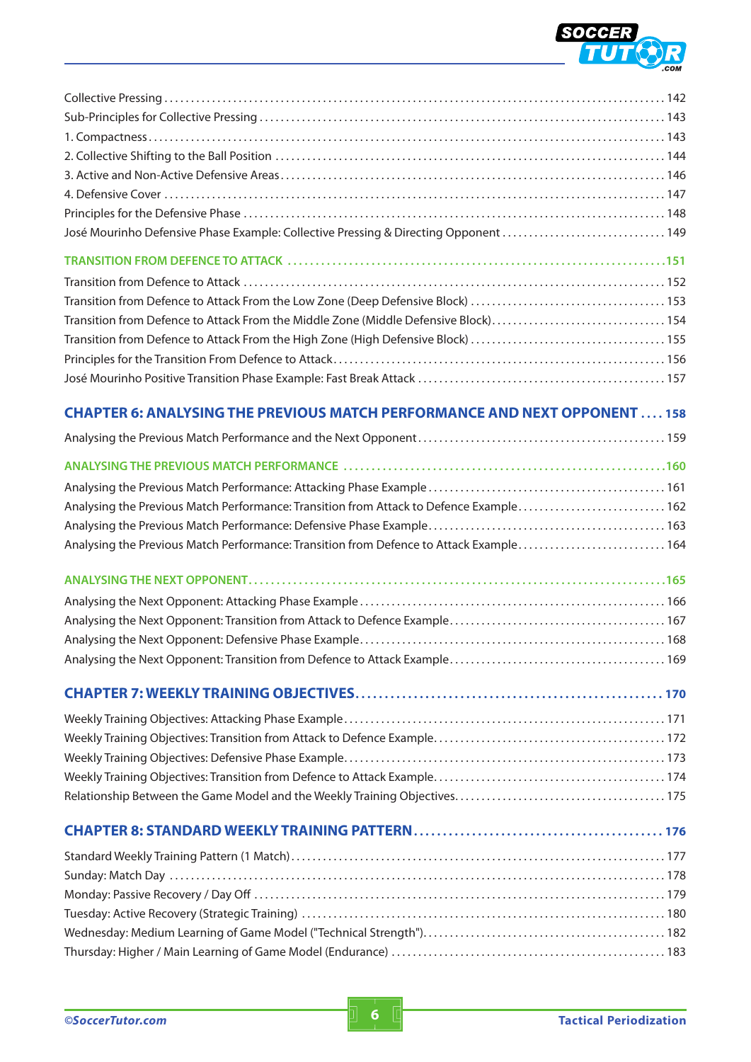Collective Pressing ..... 142
Sub-Principles for Collective Pressing ..... 143
1. Compactness ..... 143
2. Collective Shifting to the Ball Position ..... 144
3. Active and Non-Active Defensive Areas ..... 146
4. Defensive Cover ..... 147
Principles for the Defensive Phase ..... 148
José Mourinho Defensive Phase Example: Collective Pressing & Directing Opponent ..... 149

**TRANSITION FROM DEFENCE TO ATTACK ..... 151**

Transition from Defence to Attack ..... 152
Transition from Defence to Attack From the Low Zone (Deep Defensive Block) ..... 153
Transition from Defence to Attack From the Middle Zone (Middle Defensive Block) ..... 154
Transition from Defence to Attack From the High Zone (High Defensive Block) ..... 155
Principles for the Transition From Defence to Attack ..... 156
José Mourinho Positive Transition Phase Example: Fast Break Attack ..... 157

## CHAPTER 6: ANALYSING THE PREVIOUS MATCH PERFORMANCE AND NEXT OPPONENT ..... 158

Analysing the Previous Match Performance and the Next Opponent ..... 159

**ANALYSING THE PREVIOUS MATCH PERFORMANCE ..... 160**

Analysing the Previous Match Performance: Attacking Phase Example ..... 161
Analysing the Previous Match Performance: Transition from Attack to Defence Example ..... 162
Analysing the Previous Match Performance: Defensive Phase Example ..... 163
Analysing the Previous Match Performance: Transition from Defence to Attack Example ..... 164

**ANALYSING THE NEXT OPPONENT ..... 165**

Analysing the Next Opponent: Attacking Phase Example ..... 166
Analysing the Next Opponent: Transition from Attack to Defence Example ..... 167
Analysing the Next Opponent: Defensive Phase Example ..... 168
Analysing the Next Opponent: Transition from Defence to Attack Example ..... 169

## CHAPTER 7: WEEKLY TRAINING OBJECTIVES ..... 170

Weekly Training Objectives: Attacking Phase Example ..... 171
Weekly Training Objectives: Transition from Attack to Defence Example ..... 172
Weekly Training Objectives: Defensive Phase Example ..... 173
Weekly Training Objectives: Transition from Defence to Attack Example ..... 174
Relationship Between the Game Model and the Weekly Training Objectives ..... 175

## CHAPTER 8: STANDARD WEEKLY TRAINING PATTERN ..... 176

Standard Weekly Training Pattern (1 Match) ..... 177
Sunday: Match Day ..... 178
Monday: Passive Recovery / Day Off ..... 179
Tuesday: Active Recovery (Strategic Training) ..... 180
Wednesday: Medium Learning of Game Model ("Technical Strength") ..... 182
Thursday: Higher / Main Learning of Game Model (Endurance) ..... 183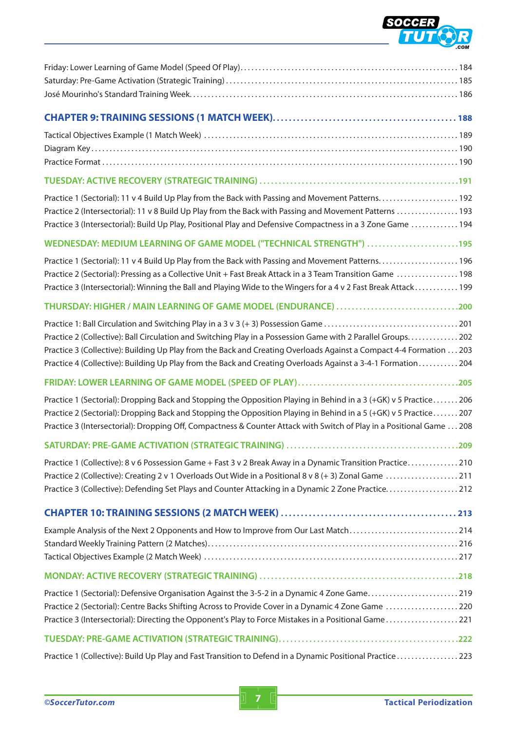Friday: Lower Learning of Game Model (Speed Of Play) ........................................................ 184
Saturday: Pre-Game Activation (Strategic Training) ........................................................ 185
José Mourinho's Standard Training Week ........................................................ 186

## CHAPTER 9: TRAINING SESSIONS (1 MATCH WEEK) ........................................................ 188

Tactical Objectives Example (1 Match Week) ........................................................ 189
Diagram Key ........................................................ 190
Practice Format ........................................................ 190

### TUESDAY: ACTIVE RECOVERY (STRATEGIC TRAINING) ........................................................ 191

Practice 1 (Sectorial): 11 v 4 Build Up Play from the Back with Passing and Movement Patterns ........................................................ 192
Practice 2 (Intersectorial): 11 v 8 Build Up Play from the Back with Passing and Movement Patterns ........................................................ 193
Practice 3 (Intersectorial): Build Up Play, Positional Play and Defensive Compactness in a 3 Zone Game ........................................................ 194

### WEDNESDAY: MEDIUM LEARNING OF GAME MODEL ("TECHNICAL STRENGTH") ........................................................ 195

Practice 1 (Sectorial): 11 v 4 Build Up Play from the Back with Passing and Movement Patterns ........................................................ 196
Practice 2 (Sectorial): Pressing as a Collective Unit + Fast Break Attack in a 3 Team Transition Game ........................................................ 198
Practice 3 (Intersectorial): Winning the Ball and Playing Wide to the Wingers for a 4 v 2 Fast Break Attack ........................................................ 199

### THURSDAY: HIGHER / MAIN LEARNING OF GAME MODEL (ENDURANCE) ........................................................ 200

Practice 1: Ball Circulation and Switching Play in a 3 v 3 (+ 3) Possession Game ........................................................ 201
Practice 2 (Collective): Ball Circulation and Switching Play in a Possession Game with 2 Parallel Groups ........................................................ 202
Practice 3 (Collective): Building Up Play from the Back and Creating Overloads Against a Compact 4-4 Formation ........................................................ 203
Practice 4 (Collective): Building Up Play from the Back and Creating Overloads Against a 3-4-1 Formation ........................................................ 204

### FRIDAY: LOWER LEARNING OF GAME MODEL (SPEED OF PLAY) ........................................................ 205

Practice 1 (Sectorial): Dropping Back and Stopping the Opposition Playing in Behind in a 3 (+GK) v 5 Practice ........................................................ 206
Practice 2 (Sectorial): Dropping Back and Stopping the Opposition Playing in Behind in a 5 (+GK) v 5 Practice ........................................................ 207
Practice 3 (Intersectorial): Dropping Off, Compactness & Counter Attack with Switch of Play in a Positional Game ........................................................ 208

### SATURDAY: PRE-GAME ACTIVATION (STRATEGIC TRAINING) ........................................................ 209

Practice 1 (Collective): 8 v 6 Possession Game + Fast 3 v 2 Break Away in a Dynamic Transition Practice ........................................................ 210
Practice 2 (Collective): Creating 2 v 1 Overloads Out Wide in a Positional 8 v 8 (+ 3) Zonal Game ........................................................ 211
Practice 3 (Collective): Defending Set Plays and Counter Attacking in a Dynamic 2 Zone Practice ........................................................ 212

## CHAPTER 10: TRAINING SESSIONS (2 MATCH WEEK) ........................................................ 213

Example Analysis of the Next 2 Opponents and How to Improve from Our Last Match ........................................................ 214
Standard Weekly Training Pattern (2 Matches) ........................................................ 216
Tactical Objectives Example (2 Match Week) ........................................................ 217

### MONDAY: ACTIVE RECOVERY (STRATEGIC TRAINING) ........................................................ 218

Practice 1 (Sectorial): Defensive Organisation Against the 3-5-2 in a Dynamic 4 Zone Game ........................................................ 219
Practice 2 (Sectorial): Centre Backs Shifting Across to Provide Cover in a Dynamic 4 Zone Game ........................................................ 220
Practice 3 (Intersectorial): Directing the Opponent's Play to Force Mistakes in a Positional Game ........................................................ 221

### TUESDAY: PRE-GAME ACTIVATION (STRATEGIC TRAINING) ........................................................ 222

Practice 1 (Collective): Build Up Play and Fast Transition to Defend in a Dynamic Positional Practice ........................................................ 223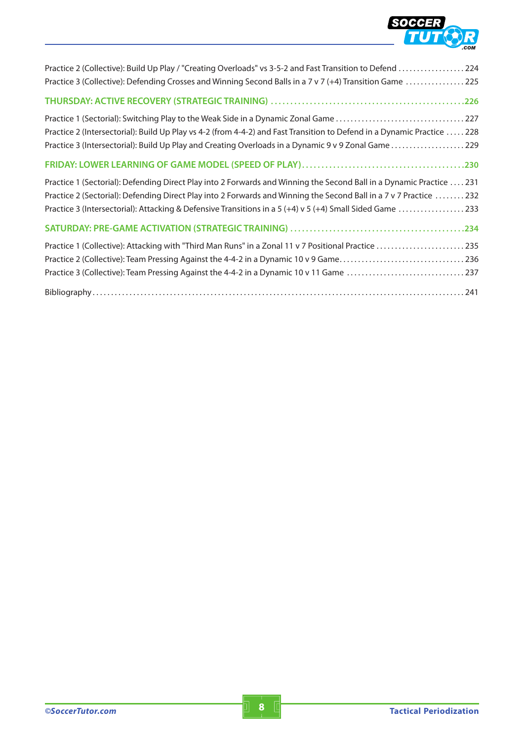Practice 2 (Collective): Build Up Play / "Creating Overloads" vs 3-5-2 and Fast Transition to Defend .................. 224

Practice 3 (Collective): Defending Crosses and Winning Second Balls in a 7 v 7 (+4) Transition Game ................ 225

## THURSDAY: ACTIVE RECOVERY (STRATEGIC TRAINING) .................................................226

Practice 1 (Sectorial): Switching Play to the Weak Side in a Dynamic Zonal Game .................................. 227

Practice 2 (Intersectorial): Build Up Play vs 4-2 (from 4-4-2) and Fast Transition to Defend in a Dynamic Practice ..... 228

Practice 3 (Intersectorial): Build Up Play and Creating Overloads in a Dynamic 9 v 9 Zonal Game .................... 229

## FRIDAY: LOWER LEARNING OF GAME MODEL (SPEED OF PLAY).........................................230

Practice 1 (Sectorial): Defending Direct Play into 2 Forwards and Winning the Second Ball in a Dynamic Practice .... 231

Practice 2 (Sectorial): Defending Direct Play into 2 Forwards and Winning the Second Ball in a 7 v 7 Practice ........ 232

Practice 3 (Intersectorial): Attacking & Defensive Transitions in a 5 (+4) v 5 (+4) Small Sided Game .................. 233

## SATURDAY: PRE-GAME ACTIVATION (STRATEGIC TRAINING) .............................................234

Practice 1 (Collective): Attacking with "Third Man Runs" in a Zonal 11 v 7 Positional Practice ........................ 235

Practice 2 (Collective): Team Pressing Against the 4-4-2 in a Dynamic 10 v 9 Game.................................. 236

Practice 3 (Collective): Team Pressing Against the 4-4-2 in a Dynamic 10 v 11 Game ................................ 237

Bibliography............................................................................................... 241